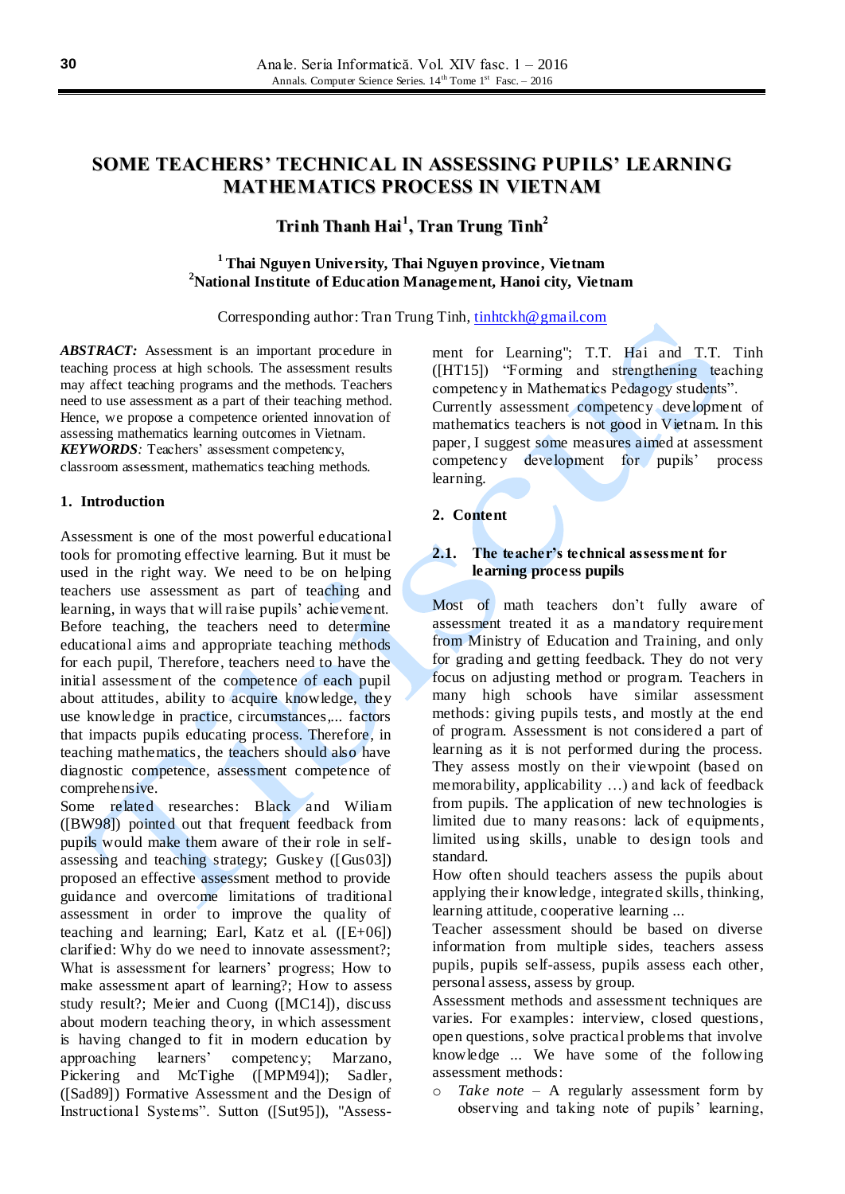# SOME TEACHERS' TECHNICAL IN ASSESSING PUPILS' LEARNING MATHEMATICS PROCESS IN VIETNAM

**Trinh Thanh Hai[1], Tran Trung Tinh[2]**

[1] **Thai Nguyen University, Thai Nguyen province, Vietnam**
[2] **National Institute of Education Management, Hanoi city, Vietnam**

Corresponding author: Tran Trung Tinh, tinhtckh@gmail.com

***ABSTRACT:*** Assessment is an important procedure in teaching process at high schools. The assessment results may affect teaching programs and the methods. Teachers need to use assessment as a part of their teaching method. Hence, we propose a competence oriented innovation of assessing mathematics learning outcomes in Vietnam.
***KEYWORDS****:* Teachers' assessment competency, classroom assessment, mathematics teaching methods.

## 1. Introduction

Assessment is one of the most powerful educational tools for promoting effective learning. But it must be used in the right way. We need to be on helping teachers use assessment as part of teaching and learning, in ways that will raise pupils' achievement. Before teaching, the teachers need to determine educational aims and appropriate teaching methods for each pupil, Therefore, teachers need to have the initial assessment of the competence of each pupil about attitudes, ability to acquire knowledge, they use knowledge in practice, circumstances,... factors that impacts pupils educating process. Therefore, in teaching mathematics, the teachers should also have diagnostic competence, assessment competence of comprehensive.

Some related researches: Black and Wiliam ([BW98]) pointed out that frequent feedback from pupils would make them aware of their role in self-assessing and teaching strategy; Guskey ([Gus03]) proposed an effective assessment method to provide guidance and overcome limitations of traditional assessment in order to improve the quality of teaching and learning; Earl, Katz et al. ([E+06]) clarified: Why do we need to innovate assessment?; What is assessment for learners' progress; How to make assessment apart of learning?; How to assess study result?; Meier and Cuong ([MC14]), discuss about modern teaching theory, in which assessment is having changed to fit in modern education by approaching learners' competency; Marzano, Pickering and McTighe ([MPM94]); Sadler, ([Sad89]) Formative Assessment and the Design of Instructional Systems". Sutton ([Sut95]), "Assessment for Learning"; T.T. Hai and T.T. Tinh ([HT15]) "Forming and strengthening teaching competency in Mathematics Pedagogy students".

Currently assessment competency development of mathematics teachers is not good in Vietnam. In this paper, I suggest some measures aimed at assessment competency development for pupils' process learning.

## 2. Content

### 2.1. The teacher's technical assessment for learning process pupils

Most of math teachers don't fully aware of assessment treated it as a mandatory requirement from Ministry of Education and Training, and only for grading and getting feedback. They do not very focus on adjusting method or program. Teachers in many high schools have similar assessment methods: giving pupils tests, and mostly at the end of program. Assessment is not considered a part of learning as it is not performed during the process. They assess mostly on their viewpoint (based on memorability, applicability …) and lack of feedback from pupils. The application of new technologies is limited due to many reasons: lack of equipments, limited using skills, unable to design tools and standard.

How often should teachers assess the pupils about applying their knowledge, integrated skills, thinking, learning attitude, cooperative learning ...

Teacher assessment should be based on diverse information from multiple sides, teachers assess pupils, pupils self-assess, pupils assess each other, personal assess, assess by group.

Assessment methods and assessment techniques are varies. For examples: interview, closed questions, open questions, solve practical problems that involve knowledge ... We have some of the following assessment methods:

- *Take note* – A regularly assessment form by observing and taking note of pupils' learning,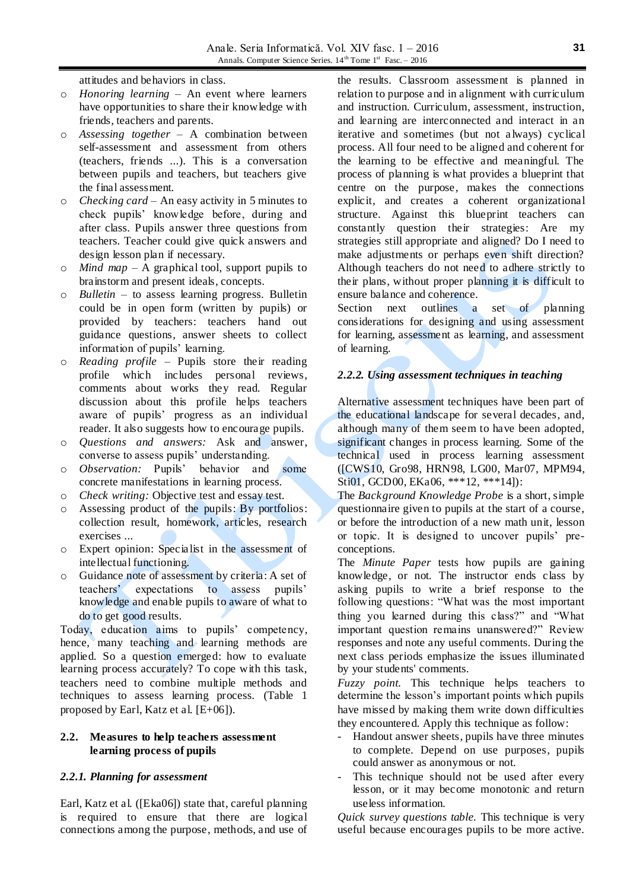attitudes and behaviors in class.

- *Honoring learning* – An event where learners have opportunities to share their knowledge with friends, teachers and parents.
- *Assessing together* – A combination between self-assessment and assessment from others (teachers, friends ...). This is a conversation between pupils and teachers, but teachers give the final assessment.
- *Checking card* – An easy activity in 5 minutes to check pupils' knowledge before, during and after class. Pupils answer three questions from teachers. Teacher could give quick answers and design lesson plan if necessary.
- *Mind map* – A graphical tool, support pupils to brainstorm and present ideals, concepts.
- *Bulletin* – to assess learning progress. Bulletin could be in open form (written by pupils) or provided by teachers: teachers hand out guidance questions, answer sheets to collect information of pupils' learning.
- *Reading profile* – Pupils store their reading profile which includes personal reviews, comments about works they read. Regular discussion about this profile helps teachers aware of pupils' progress as an individual reader. It also suggests how to encourage pupils.
- *Questions and answers:* Ask and answer, converse to assess pupils' understanding.
- *Observation:* Pupils' behavior and some concrete manifestations in learning process.
- *Check writing:* Objective test and essay test.
- Assessing product of the pupils: By portfolios: collection result, homework, articles, research exercises ...
- Expert opinion: Specialist in the assessment of intellectual functioning.
- Guidance note of assessment by criteria: A set of teachers' expectations to assess pupils' knowledge and enable pupils to aware of what to do to get good results.

Today, education aims to pupils' competency, hence, many teaching and learning methods are applied. So a question emerged: how to evaluate learning process accurately? To cope with this task, teachers need to combine multiple methods and techniques to assess learning process. (Table 1 proposed by Earl, Katz et al. [E+06]).

## 2.2. Measures to help teachers assessment learning process of pupils

### *2.2.1. Planning for assessment*

Earl, Katz et al. ([Eka06]) state that, careful planning is required to ensure that there are logical connections among the purpose, methods, and use of the results. Classroom assessment is planned in relation to purpose and in alignment with curriculum and instruction. Curriculum, assessment, instruction, and learning are interconnected and interact in an iterative and sometimes (but not always) cyclical process. All four need to be aligned and coherent for the learning to be effective and meaningful. The process of planning is what provides a blueprint that centre on the purpose, makes the connections explicit, and creates a coherent organizational structure. Against this blueprint teachers can constantly question their strategies: Are my strategies still appropriate and aligned? Do I need to make adjustments or perhaps even shift direction? Although teachers do not need to adhere strictly to their plans, without proper planning it is difficult to ensure balance and coherence.

Section next outlines a set of planning considerations for designing and using assessment for learning, assessment as learning, and assessment of learning.

### *2.2.2. Using assessment techniques in teaching*

Alternative assessment techniques have been part of the educational landscape for several decades, and, although many of them seem to have been adopted, significant changes in process learning. Some of the technical used in process learning assessment ([CWS10, Gro98, HRN98, LG00, Mar07, MPM94, Sti01, GCD00, EKa06, ***12, ***14]):

The *Background Knowledge Probe* is a short, simple questionnaire given to pupils at the start of a course, or before the introduction of a new math unit, lesson or topic. It is designed to uncover pupils' pre-conceptions.

The *Minute Paper* tests how pupils are gaining knowledge, or not. The instructor ends class by asking pupils to write a brief response to the following questions: "What was the most important thing you learned during this class?" and "What important question remains unanswered?" Review responses and note any useful comments. During the next class periods emphasize the issues illuminated by your students' comments.

*Fuzzy point.* This technique helps teachers to determine the lesson's important points which pupils have missed by making them write down difficulties they encountered. Apply this technique as follow:

- Handout answer sheets, pupils have three minutes to complete. Depend on use purposes, pupils could answer as anonymous or not.
- This technique should not be used after every lesson, or it may become monotonic and return useless information.

*Quick survey questions table.* This technique is very useful because encourages pupils to be more active.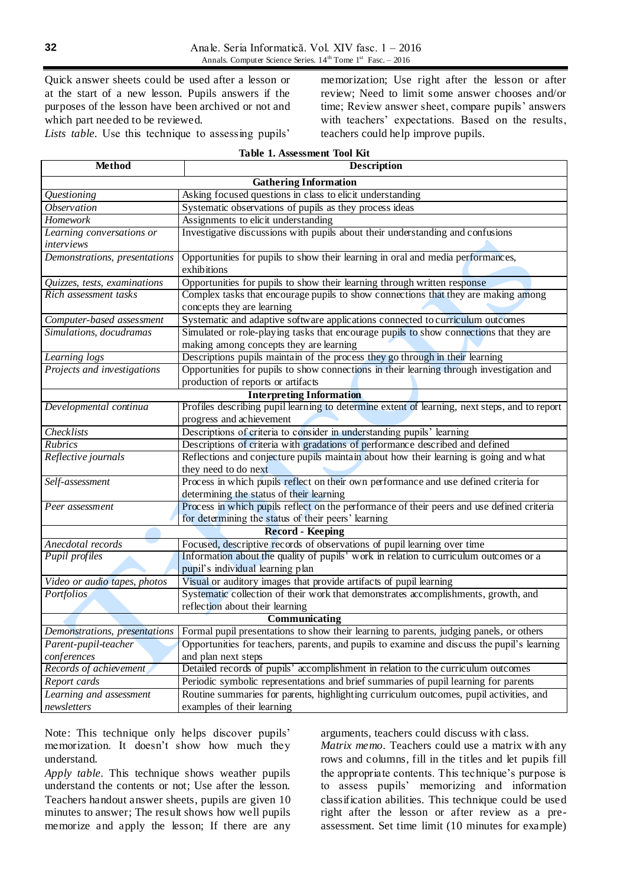Quick answer sheets could be used after a lesson or at the start of a new lesson. Pupils answers if the purposes of the lesson have been archived or not and which part needed to be reviewed.

*Lists table*. Use this technique to assessing pupils' memorization; Use right after the lesson or after review; Need to limit some answer chooses and/or time; Review answer sheet, compare pupils' answers with teachers' expectations. Based on the results, teachers could help improve pupils.

**Table 1. Assessment Tool Kit**

| Method | Description |
|---|---|
| **Gathering Information** | |
| *Questioning* | Asking focused questions in class to elicit understanding |
| *Observation* | Systematic observations of pupils as they process ideas |
| *Homework* | Assignments to elicit understanding |
| *Learning conversations or interviews* | Investigative discussions with pupils about their understanding and confusions |
| *Demonstrations, presentations* | Opportunities for pupils to show their learning in oral and media performances, exhibitions |
| *Quizzes, tests, examinations* | Opportunities for pupils to show their learning through written response |
| *Rich assessment tasks* | Complex tasks that encourage pupils to show connections that they are making among concepts they are learning |
| *Computer-based assessment* | Systematic and adaptive software applications connected to curriculum outcomes |
| *Simulations, docudramas* | Simulated or role-playing tasks that encourage pupils to show connections that they are making among concepts they are learning |
| *Learning logs* | Descriptions pupils maintain of the process they go through in their learning |
| *Projects and investigations* | Opportunities for pupils to show connections in their learning through investigation and production of reports or artifacts |
| **Interpreting Information** | |
| *Developmental continua* | Profiles describing pupil learning to determine extent of learning, next steps, and to report progress and achievement |
| *Checklists* | Descriptions of criteria to consider in understanding pupils' learning |
| *Rubrics* | Descriptions of criteria with gradations of performance described and defined |
| *Reflective journals* | Reflections and conjecture pupils maintain about how their learning is going and what they need to do next |
| *Self-assessment* | Process in which pupils reflect on their own performance and use defined criteria for determining the status of their learning |
| *Peer assessment* | Process in which pupils reflect on the performance of their peers and use defined criteria for determining the status of their peers' learning |
| **Record - Keeping** | |
| *Anecdotal records* | Focused, descriptive records of observations of pupil learning over time |
| *Pupil profiles* | Information about the quality of pupils' work in relation to curriculum outcomes or a pupil's individual learning plan |
| *Video or audio tapes, photos* | Visual or auditory images that provide artifacts of pupil learning |
| *Portfolios* | Systematic collection of their work that demonstrates accomplishments, growth, and reflection about their learning |
| **Communicating** | |
| *Demonstrations, presentations* | Formal pupil presentations to show their learning to parents, judging panels, or others |
| *Parent-pupil-teacher conferences* | Opportunities for teachers, parents, and pupils to examine and discuss the pupil's learning and plan next steps |
| *Records of achievement* | Detailed records of pupils' accomplishment in relation to the curriculum outcomes |
| *Report cards* | Periodic symbolic representations and brief summaries of pupil learning for parents |
| *Learning and assessment newsletters* | Routine summaries for parents, highlighting curriculum outcomes, pupil activities, and examples of their learning |

Note: This technique only helps discover pupils' memorization. It doesn't show how much they understand.

*Apply table*. This technique shows weather pupils understand the contents or not; Use after the lesson. Teachers handout answer sheets, pupils are given 10 minutes to answer; The result shows how well pupils memorize and apply the lesson; If there are any arguments, teachers could discuss with class.

*Matrix memo*. Teachers could use a matrix with any rows and columns, fill in the titles and let pupils fill the appropriate contents. This technique's purpose is to assess pupils' memorizing and information classification abilities. This technique could be used right after the lesson or after review as a pre-assessment. Set time limit (10 minutes for example)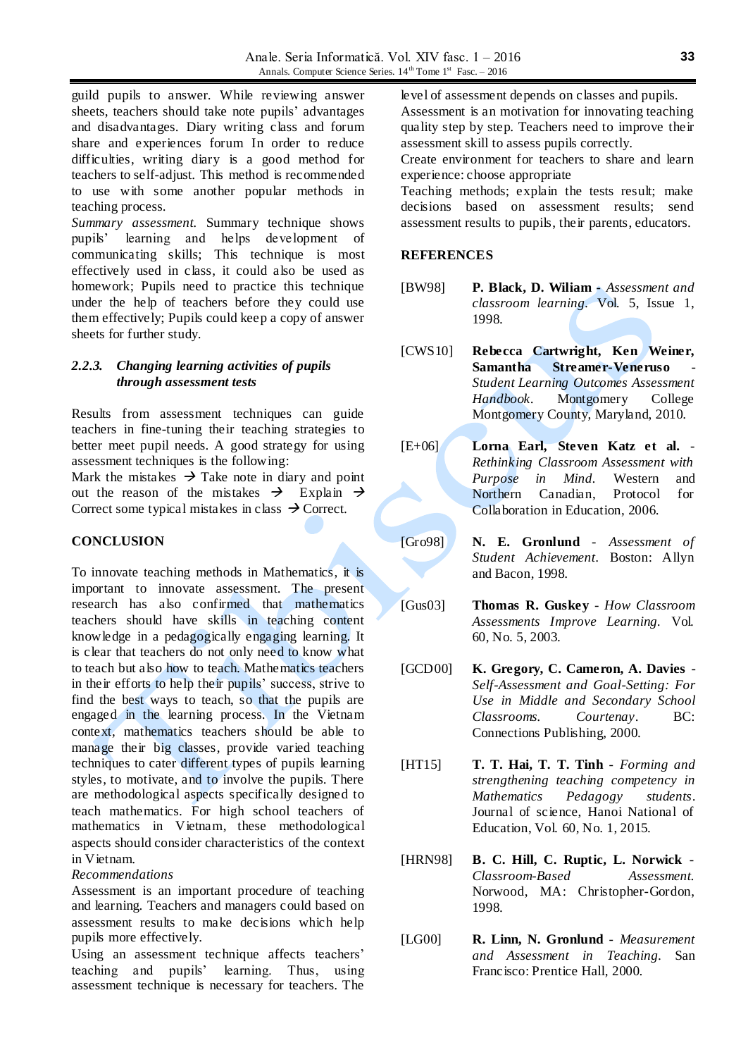guild pupils to answer. While reviewing answer sheets, teachers should take note pupils' advantages and disadvantages. Diary writing class and forum share and experiences forum In order to reduce difficulties, writing diary is a good method for teachers to self-adjust. This method is recommended to use with some another popular methods in teaching process.

*Summary assessment.* Summary technique shows pupils' learning and helps development of communicating skills; This technique is most effectively used in class, it could also be used as homework; Pupils need to practice this technique under the help of teachers before they could use them effectively; Pupils could keep a copy of answer sheets for further study.

### *2.2.3. Changing learning activities of pupils through assessment tests*

Results from assessment techniques can guide teachers in fine-tuning their teaching strategies to better meet pupil needs. A good strategy for using assessment techniques is the following:

Mark the mistakes → Take note in diary and point out the reason of the mistakes → Explain → Correct some typical mistakes in class → Correct.

## CONCLUSION

To innovate teaching methods in Mathematics, it is important to innovate assessment. The present research has also confirmed that mathematics teachers should have skills in teaching content knowledge in a pedagogically engaging learning. It is clear that teachers do not only need to know what to teach but also how to teach. Mathematics teachers in their efforts to help their pupils' success, strive to find the best ways to teach, so that the pupils are engaged in the learning process. In the Vietnam context, mathematics teachers should be able to manage their big classes, provide varied teaching techniques to cater different types of pupils learning styles, to motivate, and to involve the pupils. There are methodological aspects specifically designed to teach mathematics. For high school teachers of mathematics in Vietnam, these methodological aspects should consider characteristics of the context in Vietnam.

*Recommendations*

Assessment is an important procedure of teaching and learning. Teachers and managers could based on assessment results to make decisions which help pupils more effectively.

Using an assessment technique affects teachers' teaching and pupils' learning. Thus, using assessment technique is necessary for teachers. The level of assessment depends on classes and pupils.

Assessment is an motivation for innovating teaching quality step by step. Teachers need to improve their assessment skill to assess pupils correctly.

Create environment for teachers to share and learn experience: choose appropriate

Teaching methods; explain the tests result; make decisions based on assessment results; send assessment results to pupils, their parents, educators.

## REFERENCES

[BW98] **P. Black, D. Wiliam** - *Assessment and classroom learning*. Vol. 5, Issue 1, 1998.

[CWS10] **Rebecca Cartwright, Ken Weiner, Samantha Streamer-Veneruso** - *Student Learning Outcomes Assessment Handbook*. Montgomery College Montgomery County, Maryland, 2010.

[E+06] **Lorna Earl, Steven Katz et al.** - *Rethinking Classroom Assessment with Purpose in Mind*. Western and Northern Canadian, Protocol for Collaboration in Education, 2006.

[Gro98] **N. E. Gronlund** - *Assessment of Student Achievement*. Boston: Allyn and Bacon, 1998.

[Gus03] **Thomas R. Guskey** - *How Classroom Assessments Improve Learning*. Vol. 60, No. 5, 2003.

[GCD00] **K. Gregory, C. Cameron, A. Davies** - *Self-Assessment and Goal-Setting: For Use in Middle and Secondary School Classrooms. Courtenay*. BC: Connections Publishing, 2000.

[HT15] **T. T. Hai, T. T. Tinh** - *Forming and strengthening teaching competency in Mathematics Pedagogy students*. Journal of science, Hanoi National of Education, Vol. 60, No. 1, 2015.

[HRN98] **B. C. Hill, C. Ruptic, L. Norwick** - *Classroom-Based Assessment.* Norwood, MA: Christopher-Gordon, 1998.

[LG00] **R. Linn, N. Gronlund** - *Measurement and Assessment in Teaching*. San Francisco: Prentice Hall, 2000.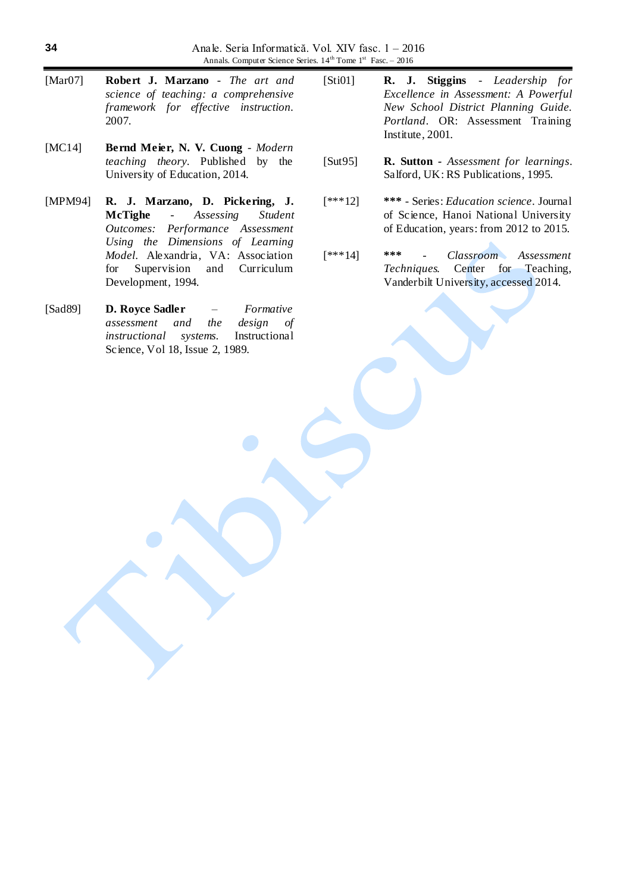[Mar07] **Robert J. Marzano** - *The art and science of teaching: a comprehensive framework for effective instruction.* 2007.

[MC14] **Bernd Meier, N. V. Cuong** - *Modern teaching theory*. Published by the University of Education, 2014.

[MPM94] **R. J. Marzano, D. Pickering, J. McTighe** - *Assessing Student Outcomes: Performance Assessment Using the Dimensions of Learning Model.* Alexandria, VA: Association for Supervision and Curriculum Development, 1994.

[Sad89] **D. Royce Sadler** – *Formative assessment and the design of instructional systems.* Instructional Science, Vol 18, Issue 2, 1989.

[Sti01] **R. J. Stiggins** - *Leadership for Excellence in Assessment: A Powerful New School District Planning Guide. Portland*. OR: Assessment Training Institute, 2001.

[Sut95] **R. Sutton** - *Assessment for learnings*. Salford, UK: RS Publications, 1995.

[***12] **\*\*\*** - Series: *Education science*. Journal of Science, Hanoi National University of Education, years: from 2012 to 2015.

[***14] **\*\*\*** - *Classroom Assessment Techniques*. Center for Teaching, Vanderbilt University, accessed 2014.